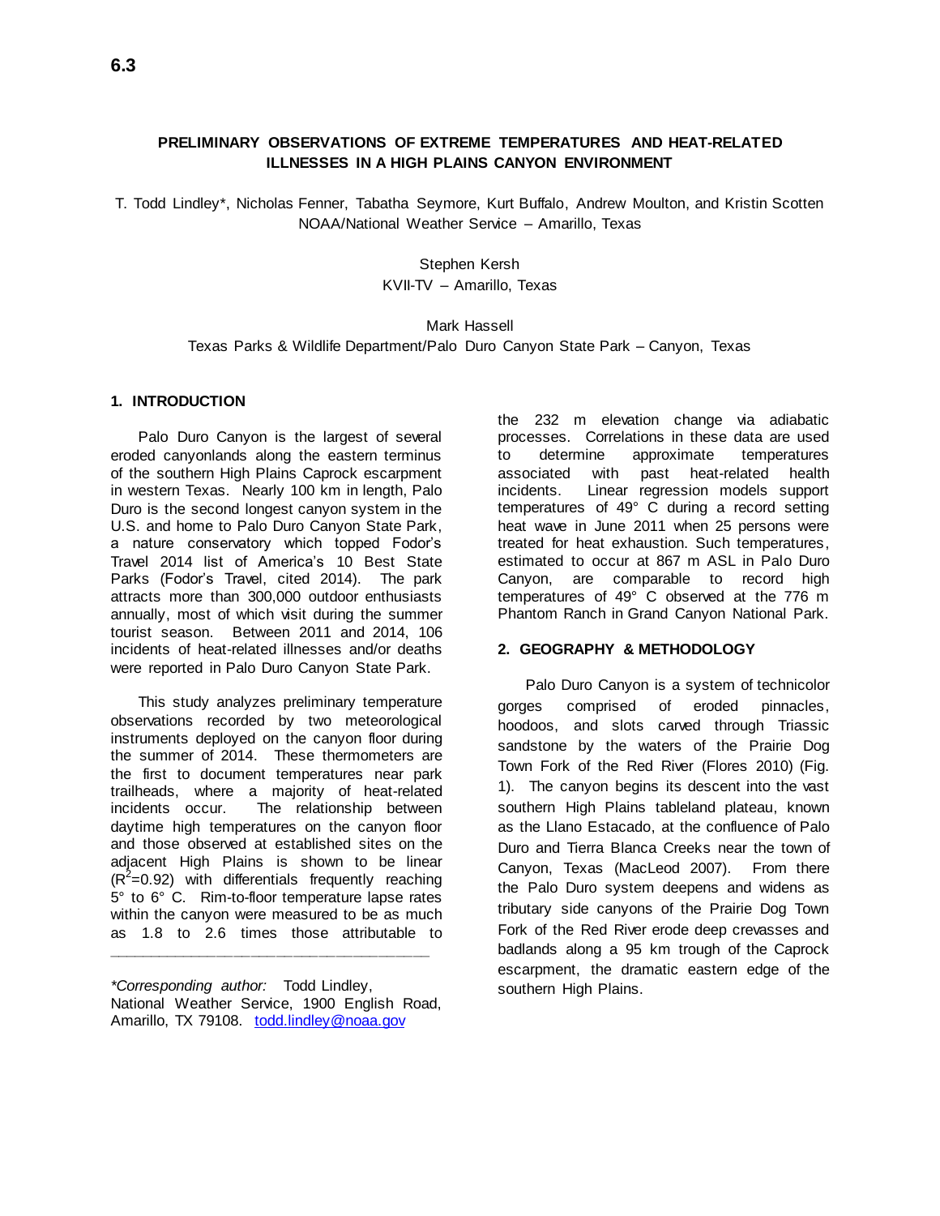6.3

# PRELIMINARY OBSERVATIONS OF EXTREME TEMPERATURES AND HEAT-RELATED ILLNESSES IN A HIGH PLAINS CANYON ENVIRONMENT

T. Todd Lindley*, Nicholas Fenner, Tabatha Seymore, Kurt Buffalo, Andrew Moulton, and Kristin Scotten
NOAA/National Weather Service – Amarillo, Texas

Stephen Kersh
KVII-TV – Amarillo, Texas

Mark Hassell
Texas Parks & Wildlife Department/Palo Duro Canyon State Park – Canyon, Texas

## 1. INTRODUCTION

Palo Duro Canyon is the largest of several eroded canyonlands along the eastern terminus of the southern High Plains Caprock escarpment in western Texas. Nearly 100 km in length, Palo Duro is the second longest canyon system in the U.S. and home to Palo Duro Canyon State Park, a nature conservatory which topped Fodor's Travel 2014 list of America's 10 Best State Parks (Fodor's Travel, cited 2014). The park attracts more than 300,000 outdoor enthusiasts annually, most of which visit during the summer tourist season. Between 2011 and 2014, 106 incidents of heat-related illnesses and/or deaths were reported in Palo Duro Canyon State Park.

This study analyzes preliminary temperature observations recorded by two meteorological instruments deployed on the canyon floor during the summer of 2014. These thermometers are the first to document temperatures near park trailheads, where a majority of heat-related incidents occur. The relationship between daytime high temperatures on the canyon floor and those observed at established sites on the adjacent High Plains is shown to be linear ($R^2$=0.92) with differentials frequently reaching 5° to 6° C. Rim-to-floor temperature lapse rates within the canyon were measured to be as much as 1.8 to 2.6 times those attributable to the 232 m elevation change via adiabatic processes. Correlations in these data are used to determine approximate temperatures associated with past heat-related health incidents. Linear regression models support temperatures of 49° C during a record setting heat wave in June 2011 when 25 persons were treated for heat exhaustion. Such temperatures, estimated to occur at 867 m ASL in Palo Duro Canyon, are comparable to record high temperatures of 49° C observed at the 776 m Phantom Ranch in Grand Canyon National Park.

*Corresponding author:* Todd Lindley, National Weather Service, 1900 English Road, Amarillo, TX 79108. todd.lindley@noaa.gov

## 2. GEOGRAPHY & METHODOLOGY

Palo Duro Canyon is a system of technicolor gorges comprised of eroded pinnacles, hoodoos, and slots carved through Triassic sandstone by the waters of the Prairie Dog Town Fork of the Red River (Flores 2010) (Fig. 1). The canyon begins its descent into the vast southern High Plains tableland plateau, known as the Llano Estacado, at the confluence of Palo Duro and Tierra Blanca Creeks near the town of Canyon, Texas (MacLeod 2007). From there the Palo Duro system deepens and widens as tributary side canyons of the Prairie Dog Town Fork of the Red River erode deep crevasses and badlands along a 95 km trough of the Caprock escarpment, the dramatic eastern edge of the southern High Plains.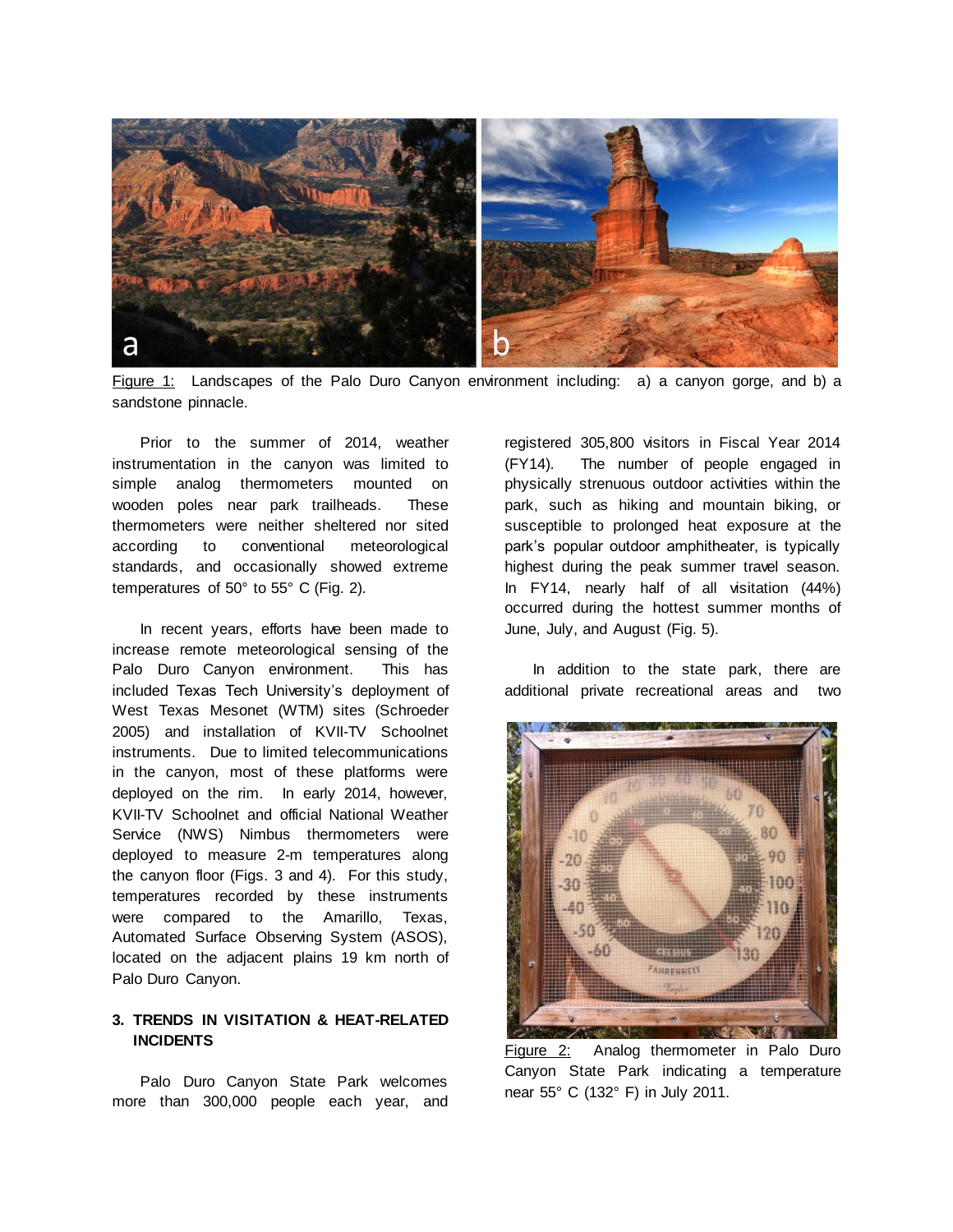Figure 1: Landscapes of the Palo Duro Canyon environment including: a) a canyon gorge, and b) a sandstone pinnacle.

Prior to the summer of 2014, weather instrumentation in the canyon was limited to simple analog thermometers mounted on wooden poles near park trailheads. These thermometers were neither sheltered nor sited according to conventional meteorological standards, and occasionally showed extreme temperatures of 50° to 55° C (Fig. 2).

In recent years, efforts have been made to increase remote meteorological sensing of the Palo Duro Canyon environment. This has included Texas Tech University's deployment of West Texas Mesonet (WTM) sites (Schroeder 2005) and installation of KVII-TV Schoolnet instruments. Due to limited telecommunications in the canyon, most of these platforms were deployed on the rim. In early 2014, however, KVII-TV Schoolnet and official National Weather Service (NWS) Nimbus thermometers were deployed to measure 2-m temperatures along the canyon floor (Figs. 3 and 4). For this study, temperatures recorded by these instruments were compared to the Amarillo, Texas, Automated Surface Observing System (ASOS), located on the adjacent plains 19 km north of Palo Duro Canyon.

## 3. TRENDS IN VISITATION & HEAT-RELATED INCIDENTS

Palo Duro Canyon State Park welcomes more than 300,000 people each year, and registered 305,800 visitors in Fiscal Year 2014 (FY14). The number of people engaged in physically strenuous outdoor activities within the park, such as hiking and mountain biking, or susceptible to prolonged heat exposure at the park's popular outdoor amphitheater, is typically highest during the peak summer travel season. In FY14, nearly half of all visitation (44%) occurred during the hottest summer months of June, July, and August (Fig. 5).

In addition to the state park, there are additional private recreational areas and two

Figure 2: Analog thermometer in Palo Duro Canyon State Park indicating a temperature near 55° C (132° F) in July 2011.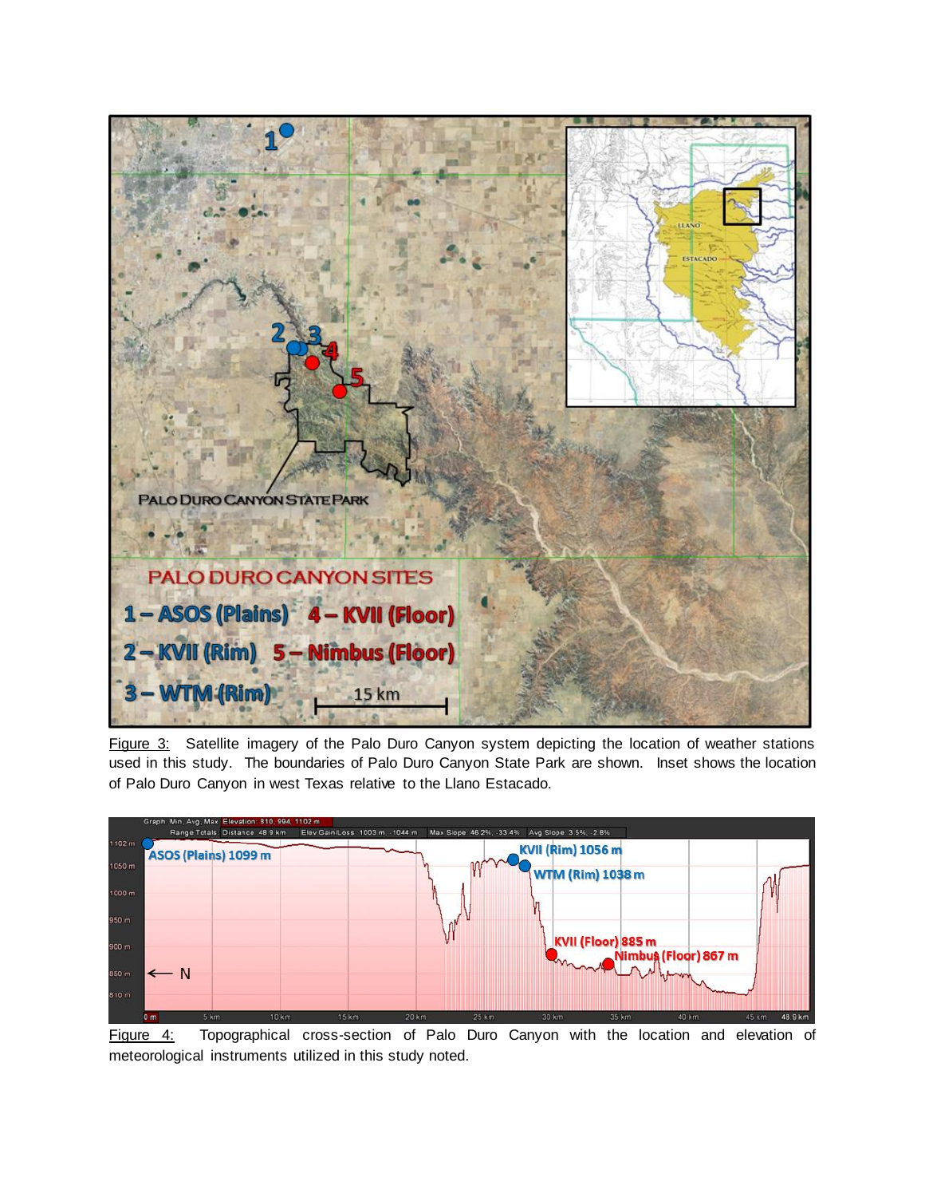Figure 3: Satellite imagery of the Palo Duro Canyon system depicting the location of weather stations used in this study. The boundaries of Palo Duro Canyon State Park are shown. Inset shows the location of Palo Duro Canyon in west Texas relative to the Llano Estacado.

Figure 4: Topographical cross-section of Palo Duro Canyon with the location and elevation of meteorological instruments utilized in this study noted.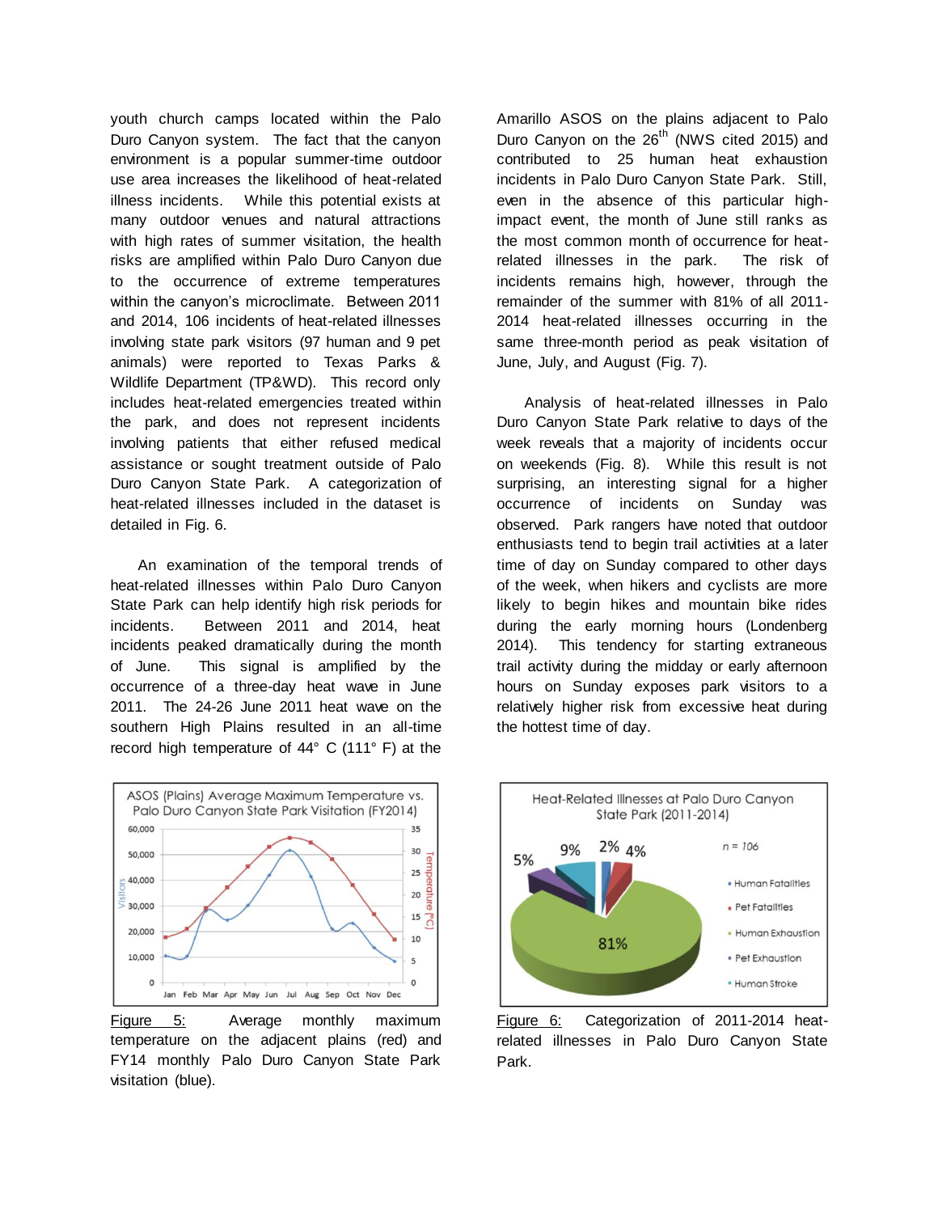youth church camps located within the Palo Duro Canyon system. The fact that the canyon environment is a popular summer-time outdoor use area increases the likelihood of heat-related illness incidents. While this potential exists at many outdoor venues and natural attractions with high rates of summer visitation, the health risks are amplified within Palo Duro Canyon due to the occurrence of extreme temperatures within the canyon's microclimate. Between 2011 and 2014, 106 incidents of heat-related illnesses involving state park visitors (97 human and 9 pet animals) were reported to Texas Parks & Wildlife Department (TP&WD). This record only includes heat-related emergencies treated within the park, and does not represent incidents involving patients that either refused medical assistance or sought treatment outside of Palo Duro Canyon State Park. A categorization of heat-related illnesses included in the dataset is detailed in Fig. 6.

An examination of the temporal trends of heat-related illnesses within Palo Duro Canyon State Park can help identify high risk periods for incidents. Between 2011 and 2014, heat incidents peaked dramatically during the month of June. This signal is amplified by the occurrence of a three-day heat wave in June 2011. The 24-26 June 2011 heat wave on the southern High Plains resulted in an all-time record high temperature of 44° C (111° F) at the Amarillo ASOS on the plains adjacent to Palo Duro Canyon on the 26th (NWS cited 2015) and contributed to 25 human heat exhaustion incidents in Palo Duro Canyon State Park. Still, even in the absence of this particular high-impact event, the month of June still ranks as the most common month of occurrence for heat-related illnesses in the park. The risk of incidents remains high, however, through the remainder of the summer with 81% of all 2011-2014 heat-related illnesses occurring in the same three-month period as peak visitation of June, July, and August (Fig. 7).

Analysis of heat-related illnesses in Palo Duro Canyon State Park relative to days of the week reveals that a majority of incidents occur on weekends (Fig. 8). While this result is not surprising, an interesting signal for a higher occurrence of incidents on Sunday was observed. Park rangers have noted that outdoor enthusiasts tend to begin trail activities at a later time of day on Sunday compared to other days of the week, when hikers and cyclists are more likely to begin hikes and mountain bike rides during the early morning hours (Londenberg 2014). This tendency for starting extraneous trail activity during the midday or early afternoon hours on Sunday exposes park visitors to a relatively higher risk from excessive heat during the hottest time of day.

Figure 5: Average monthly maximum temperature on the adjacent plains (red) and FY14 monthly Palo Duro Canyon State Park visitation (blue).

Figure 6: Categorization of 2011-2014 heat-related illnesses in Palo Duro Canyon State Park.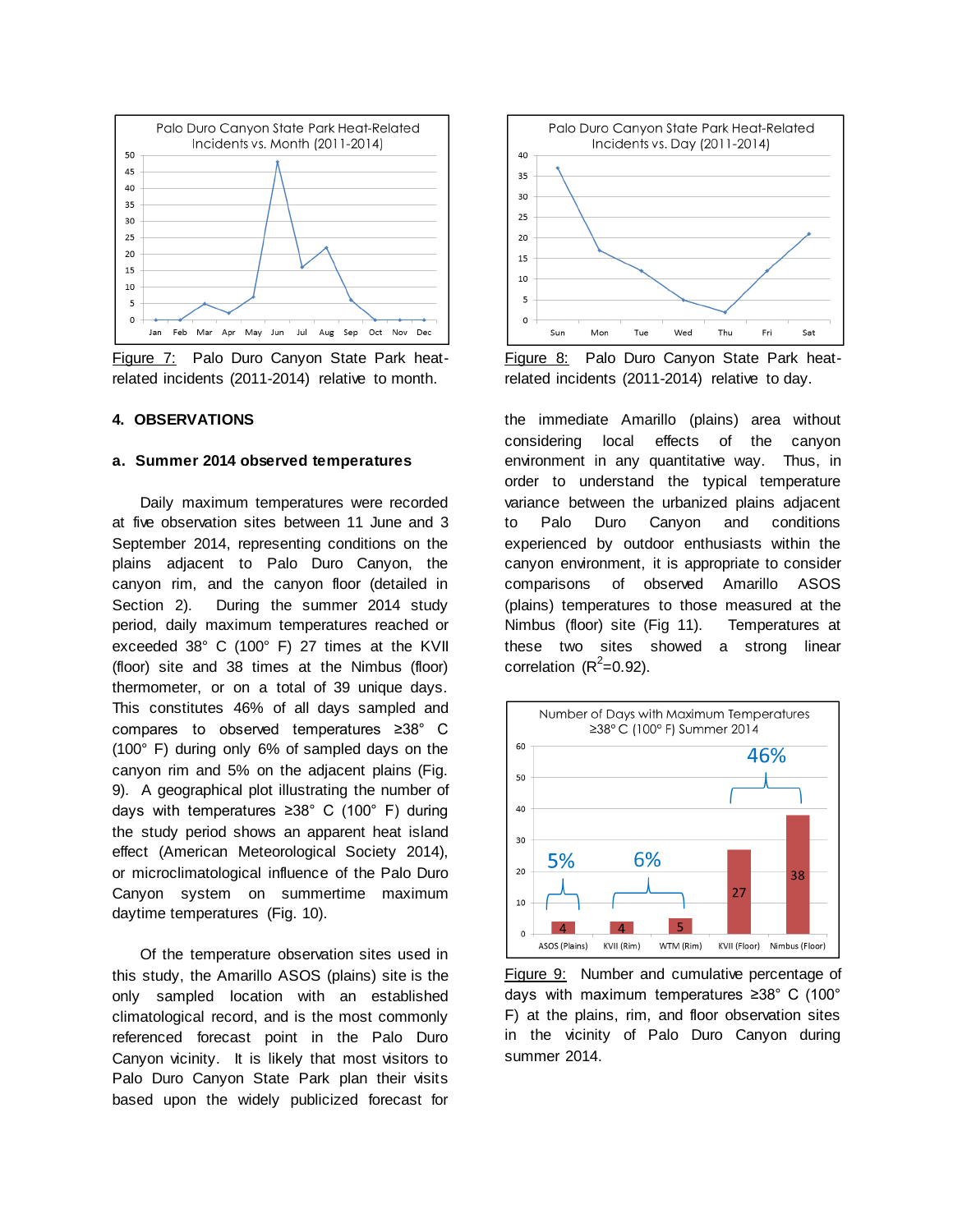Figure 7: Palo Duro Canyon State Park heat-related incidents (2011-2014) relative to month.

Figure 8: Palo Duro Canyon State Park heat-related incidents (2011-2014) relative to day.

## 4. OBSERVATIONS

### a. Summer 2014 observed temperatures

Daily maximum temperatures were recorded at five observation sites between 11 June and 3 September 2014, representing conditions on the plains adjacent to Palo Duro Canyon, the canyon rim, and the canyon floor (detailed in Section 2). During the summer 2014 study period, daily maximum temperatures reached or exceeded 38° C (100° F) 27 times at the KVII (floor) site and 38 times at the Nimbus (floor) thermometer, or on a total of 39 unique days. This constitutes 46% of all days sampled and compares to observed temperatures ≥38° C (100° F) during only 6% of sampled days on the canyon rim and 5% on the adjacent plains (Fig. 9). A geographical plot illustrating the number of days with temperatures ≥38° C (100° F) during the study period shows an apparent heat island effect (American Meteorological Society 2014), or microclimatological influence of the Palo Duro Canyon system on summertime maximum daytime temperatures (Fig. 10).

Of the temperature observation sites used in this study, the Amarillo ASOS (plains) site is the only sampled location with an established climatological record, and is the most commonly referenced forecast point in the Palo Duro Canyon vicinity. It is likely that most visitors to Palo Duro Canyon State Park plan their visits based upon the widely publicized forecast for the immediate Amarillo (plains) area without considering local effects of the canyon environment in any quantitative way. Thus, in order to understand the typical temperature variance between the urbanized plains adjacent to Palo Duro Canyon and conditions experienced by outdoor enthusiasts within the canyon environment, it is appropriate to consider comparisons of observed Amarillo ASOS (plains) temperatures to those measured at the Nimbus (floor) site (Fig 11). Temperatures at these two sites showed a strong linear correlation ($R^2$=0.92).

Figure 9: Number and cumulative percentage of days with maximum temperatures ≥38° C (100° F) at the plains, rim, and floor observation sites in the vicinity of Palo Duro Canyon during summer 2014.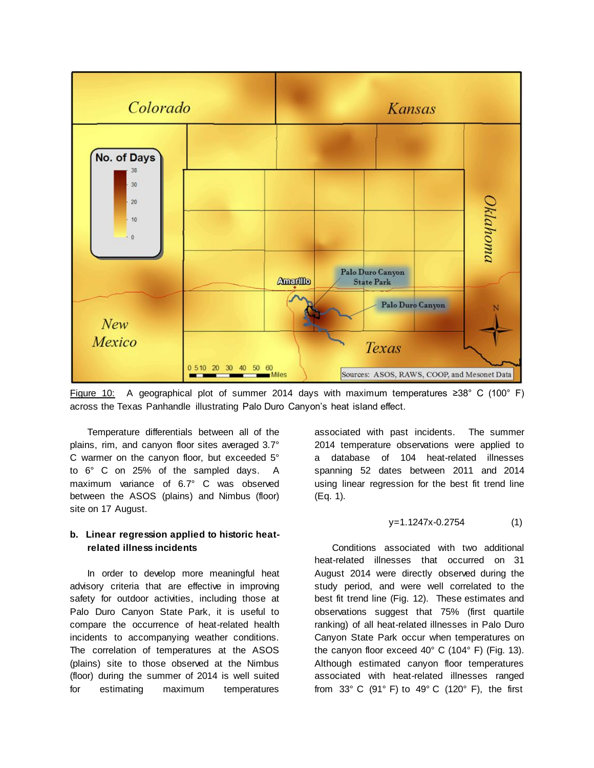Figure 10: A geographical plot of summer 2014 days with maximum temperatures ≥38° C (100° F) across the Texas Panhandle illustrating Palo Duro Canyon's heat island effect.

Temperature differentials between all of the plains, rim, and canyon floor sites averaged 3.7° C warmer on the canyon floor, but exceeded 5° to 6° C on 25% of the sampled days. A maximum variance of 6.7° C was observed between the ASOS (plains) and Nimbus (floor) site on 17 August.

### b. Linear regression applied to historic heat-related illness incidents

In order to develop more meaningful heat advisory criteria that are effective in improving safety for outdoor activities, including those at Palo Duro Canyon State Park, it is useful to compare the occurrence of heat-related health incidents to accompanying weather conditions. The correlation of temperatures at the ASOS (plains) site to those observed at the Nimbus (floor) during the summer of 2014 is well suited for estimating maximum temperatures associated with past incidents. The summer 2014 temperature observations were applied to a database of 104 heat-related illnesses spanning 52 dates between 2011 and 2014 using linear regression for the best fit trend line (Eq. 1).

$$y=1.1247x-0.2754 \qquad (1)$$

Conditions associated with two additional heat-related illnesses that occurred on 31 August 2014 were directly observed during the study period, and were well correlated to the best fit trend line (Fig. 12). These estimates and observations suggest that 75% (first quartile ranking) of all heat-related illnesses in Palo Duro Canyon State Park occur when temperatures on the canyon floor exceed 40° C (104° F) (Fig. 13). Although estimated canyon floor temperatures associated with heat-related illnesses ranged from 33° C (91° F) to 49° C (120° F), the first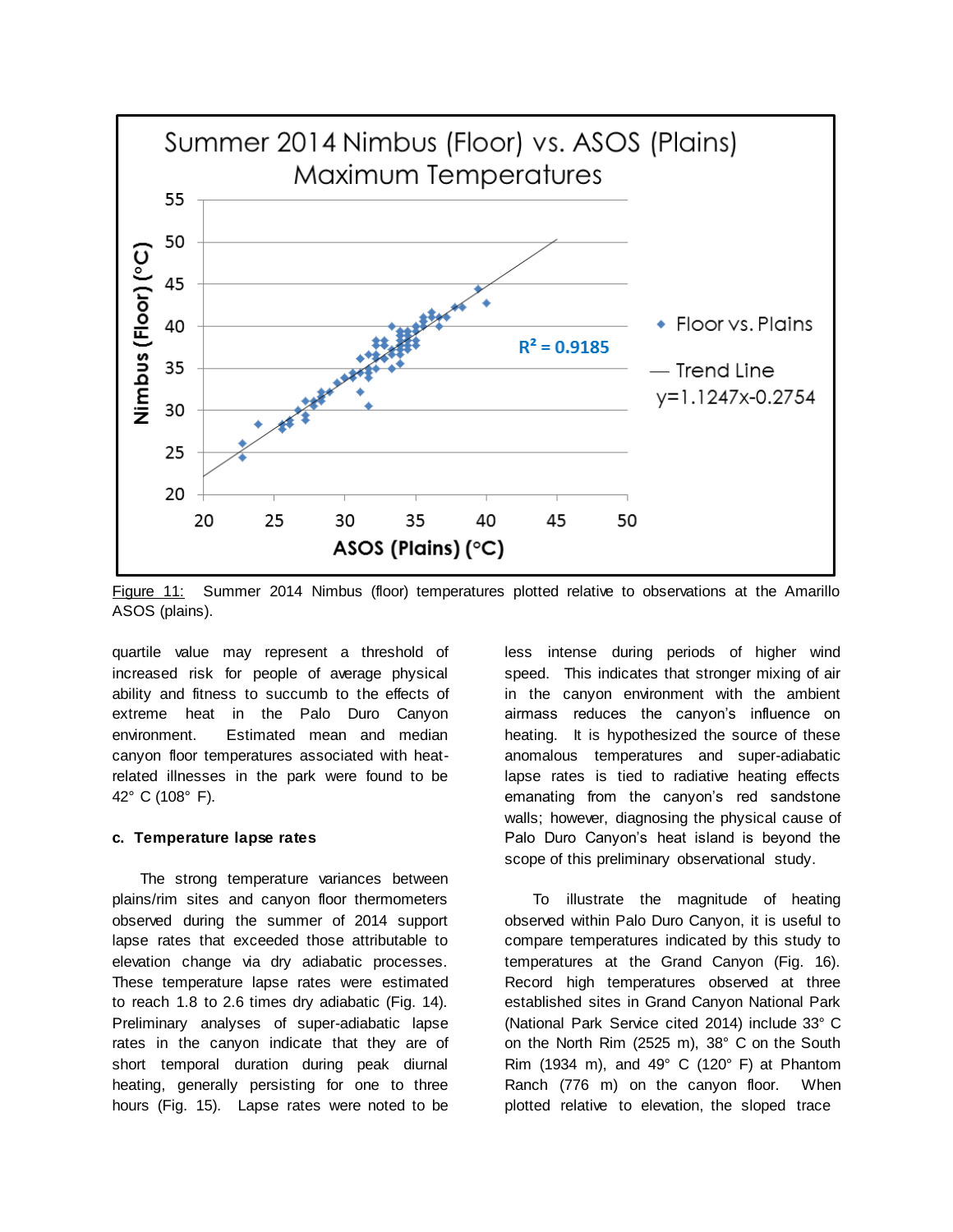Figure 11: Summer 2014 Nimbus (floor) temperatures plotted relative to observations at the Amarillo ASOS (plains).

quartile value may represent a threshold of increased risk for people of average physical ability and fitness to succumb to the effects of extreme heat in the Palo Duro Canyon environment. Estimated mean and median canyon floor temperatures associated with heat-related illnesses in the park were found to be 42° C (108° F).

### c. Temperature lapse rates

The strong temperature variances between plains/rim sites and canyon floor thermometers observed during the summer of 2014 support lapse rates that exceeded those attributable to elevation change via dry adiabatic processes. These temperature lapse rates were estimated to reach 1.8 to 2.6 times dry adiabatic (Fig. 14). Preliminary analyses of super-adiabatic lapse rates in the canyon indicate that they are of short temporal duration during peak diurnal heating, generally persisting for one to three hours (Fig. 15). Lapse rates were noted to be less intense during periods of higher wind speed. This indicates that stronger mixing of air in the canyon environment with the ambient airmass reduces the canyon's influence on heating. It is hypothesized the source of these anomalous temperatures and super-adiabatic lapse rates is tied to radiative heating effects emanating from the canyon's red sandstone walls; however, diagnosing the physical cause of Palo Duro Canyon's heat island is beyond the scope of this preliminary observational study.

To illustrate the magnitude of heating observed within Palo Duro Canyon, it is useful to compare temperatures indicated by this study to temperatures at the Grand Canyon (Fig. 16). Record high temperatures observed at three established sites in Grand Canyon National Park (National Park Service cited 2014) include 33° C on the North Rim (2525 m), 38° C on the South Rim (1934 m), and 49° C (120° F) at Phantom Ranch (776 m) on the canyon floor. When plotted relative to elevation, the sloped trace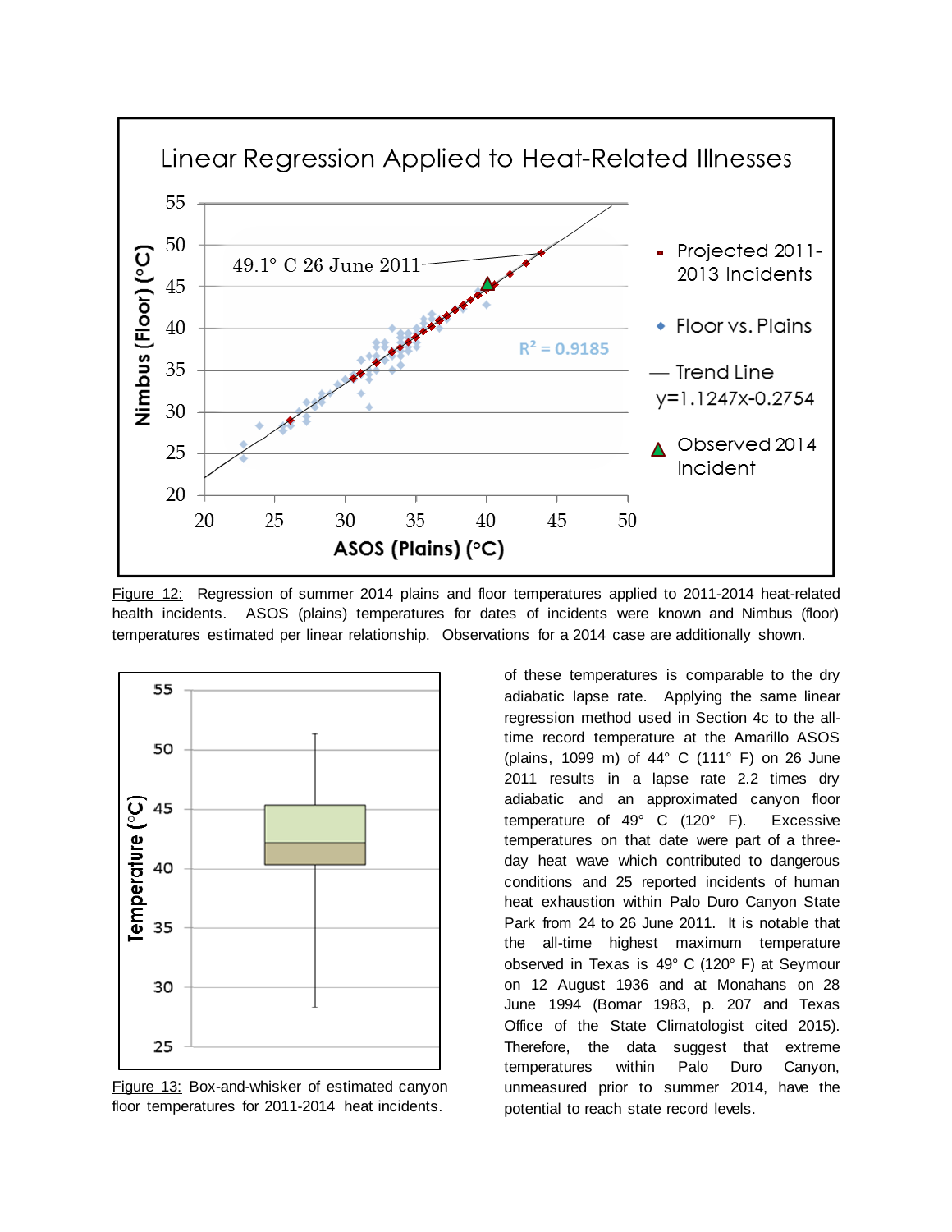Figure 12: Regression of summer 2014 plains and floor temperatures applied to 2011-2014 heat-related health incidents. ASOS (plains) temperatures for dates of incidents were known and Nimbus (floor) temperatures estimated per linear relationship. Observations for a 2014 case are additionally shown.

Figure 13: Box-and-whisker of estimated canyon floor temperatures for 2011-2014 heat incidents.

of these temperatures is comparable to the dry adiabatic lapse rate. Applying the same linear regression method used in Section 4c to the all-time record temperature at the Amarillo ASOS (plains, 1099 m) of 44° C (111° F) on 26 June 2011 results in a lapse rate 2.2 times dry adiabatic and an approximated canyon floor temperature of 49° C (120° F). Excessive temperatures on that date were part of a three-day heat wave which contributed to dangerous conditions and 25 reported incidents of human heat exhaustion within Palo Duro Canyon State Park from 24 to 26 June 2011. It is notable that the all-time highest maximum temperature observed in Texas is 49° C (120° F) at Seymour on 12 August 1936 and at Monahans on 28 June 1994 (Bomar 1983, p. 207 and Texas Office of the State Climatologist cited 2015). Therefore, the data suggest that extreme temperatures within Palo Duro Canyon, unmeasured prior to summer 2014, have the potential to reach state record levels.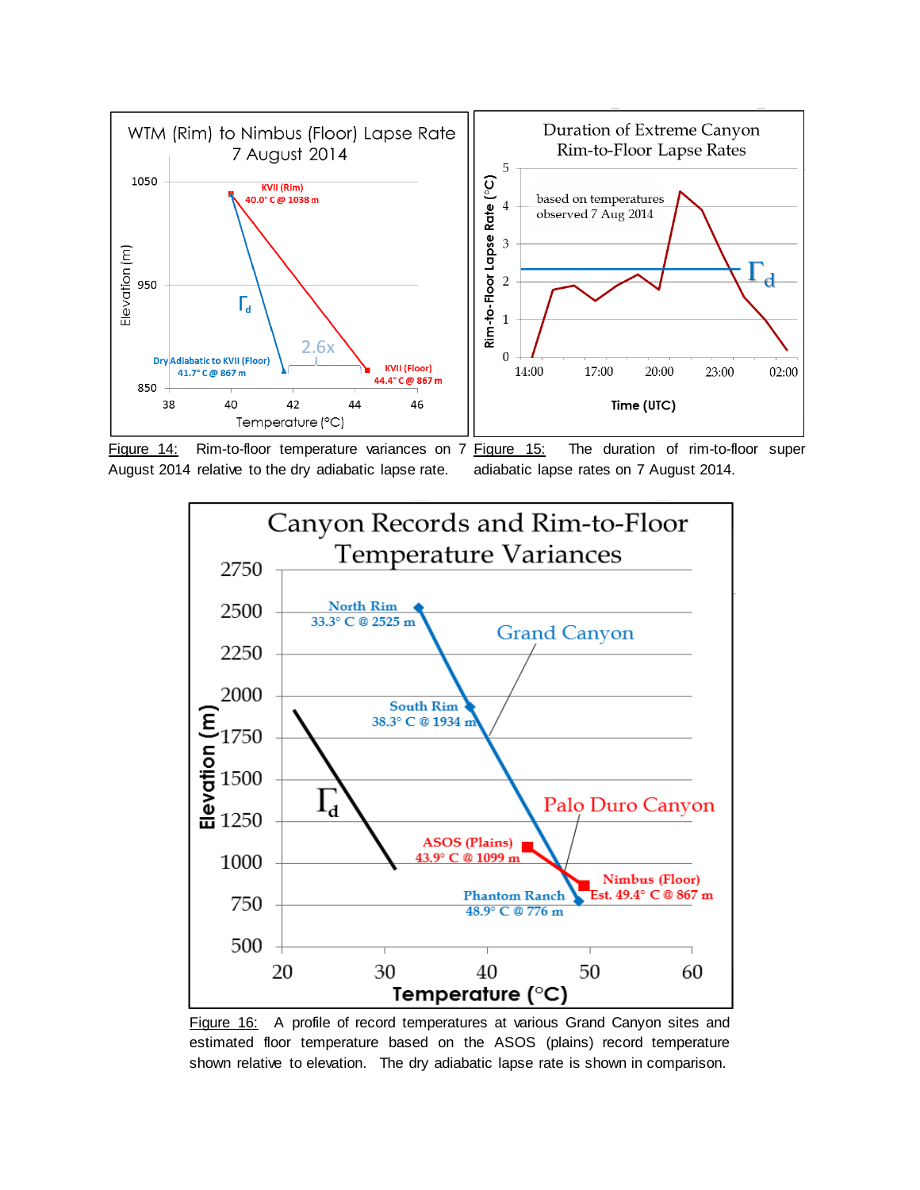Figure 14: Rim-to-floor temperature variances on 7 August 2014 relative to the dry adiabatic lapse rate.

Figure 15: The duration of rim-to-floor super adiabatic lapse rates on 7 August 2014.

Figure 16: A profile of record temperatures at various Grand Canyon sites and estimated floor temperature based on the ASOS (plains) record temperature shown relative to elevation. The dry adiabatic lapse rate is shown in comparison.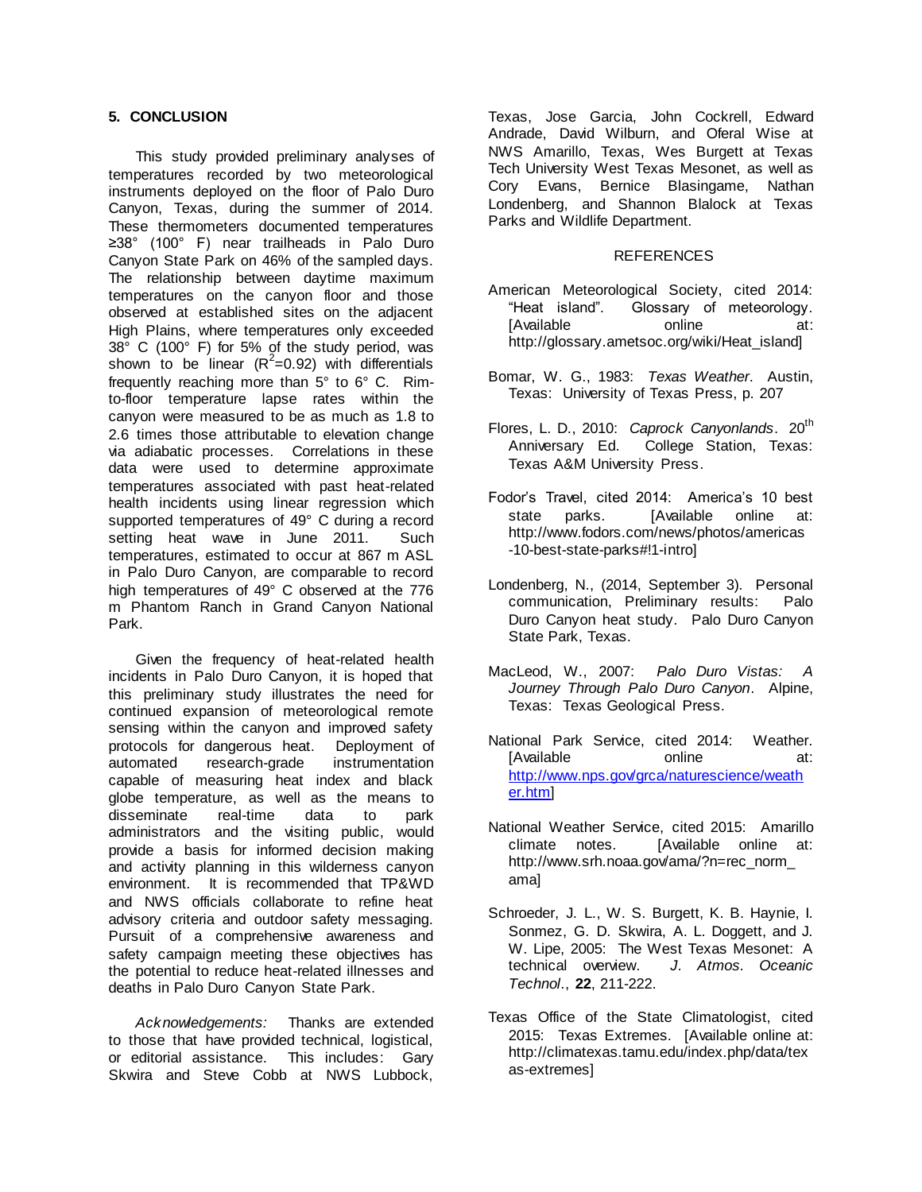## 5. CONCLUSION

This study provided preliminary analyses of temperatures recorded by two meteorological instruments deployed on the floor of Palo Duro Canyon, Texas, during the summer of 2014. These thermometers documented temperatures ≥38° (100° F) near trailheads in Palo Duro Canyon State Park on 46% of the sampled days. The relationship between daytime maximum temperatures on the canyon floor and those observed at established sites on the adjacent High Plains, where temperatures only exceeded 38° C (100° F) for 5% of the study period, was shown to be linear ($R^2$=0.92) with differentials frequently reaching more than 5° to 6° C. Rim-to-floor temperature lapse rates within the canyon were measured to be as much as 1.8 to 2.6 times those attributable to elevation change via adiabatic processes. Correlations in these data were used to determine approximate temperatures associated with past heat-related health incidents using linear regression which supported temperatures of 49° C during a record setting heat wave in June 2011. Such temperatures, estimated to occur at 867 m ASL in Palo Duro Canyon, are comparable to record high temperatures of 49° C observed at the 776 m Phantom Ranch in Grand Canyon National Park.

Given the frequency of heat-related health incidents in Palo Duro Canyon, it is hoped that this preliminary study illustrates the need for continued expansion of meteorological remote sensing within the canyon and improved safety protocols for dangerous heat. Deployment of automated research-grade instrumentation capable of measuring heat index and black globe temperature, as well as the means to disseminate real-time data to park administrators and the visiting public, would provide a basis for informed decision making and activity planning in this wilderness canyon environment. It is recommended that TP&WD and NWS officials collaborate to refine heat advisory criteria and outdoor safety messaging. Pursuit of a comprehensive awareness and safety campaign meeting these objectives has the potential to reduce heat-related illnesses and deaths in Palo Duro Canyon State Park.

*Acknowledgements:* Thanks are extended to those that have provided technical, logistical, or editorial assistance. This includes: Gary Skwira and Steve Cobb at NWS Lubbock, Texas, Jose Garcia, John Cockrell, Edward Andrade, David Wilburn, and Oferal Wise at NWS Amarillo, Texas, Wes Burgett at Texas Tech University West Texas Mesonet, as well as Cory Evans, Bernice Blasingame, Nathan Londenberg, and Shannon Blalock at Texas Parks and Wildlife Department.

## REFERENCES

American Meteorological Society, cited 2014: "Heat island". Glossary of meteorology. [Available online at: http://glossary.ametsoc.org/wiki/Heat_island]

Bomar, W. G., 1983: *Texas Weather*. Austin, Texas: University of Texas Press, p. 207

Flores, L. D., 2010: *Caprock Canyonlands*. 20th Anniversary Ed. College Station, Texas: Texas A&M University Press.

Fodor's Travel, cited 2014: America's 10 best state parks. [Available online at: http://www.fodors.com/news/photos/americas-10-best-state-parks#!1-intro]

Londenberg, N., (2014, September 3). Personal communication, Preliminary results: Palo Duro Canyon heat study. Palo Duro Canyon State Park, Texas.

MacLeod, W., 2007: *Palo Duro Vistas: A Journey Through Palo Duro Canyon*. Alpine, Texas: Texas Geological Press.

National Park Service, cited 2014: Weather. [Available online at: http://www.nps.gov/grca/naturescience/weather.htm]

National Weather Service, cited 2015: Amarillo climate notes. [Available online at: http://www.srh.noaa.gov/ama/?n=rec_norm_ama]

Schroeder, J. L., W. S. Burgett, K. B. Haynie, I. Sonmez, G. D. Skwira, A. L. Doggett, and J. W. Lipe, 2005: The West Texas Mesonet: A technical overview. *J. Atmos. Oceanic Technol.*, **22**, 211-222.

Texas Office of the State Climatologist, cited 2015: Texas Extremes. [Available online at: http://climatexas.tamu.edu/index.php/data/texas-extremes]